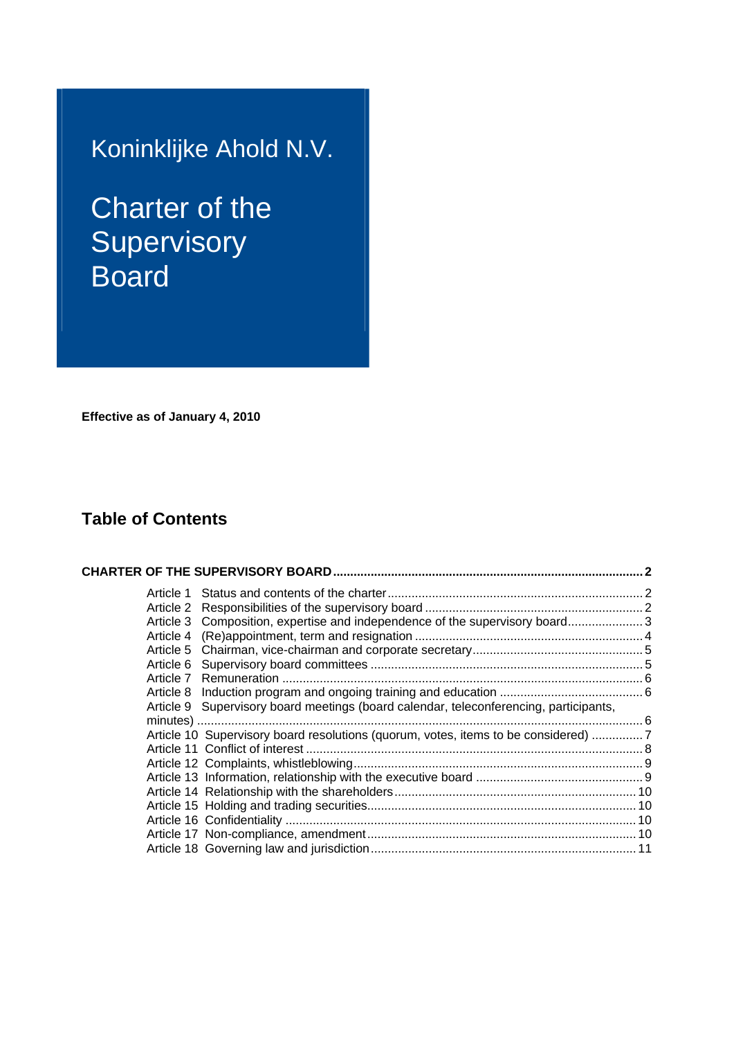# Koninklijke Ahold N.V.

# Charter of the Supervisory Board

**Effective as of January 4, 2010**

## Table of Contents

**CHARTER OF THE SUPERVISORY BOARD ........................................................................................ 2**

Article 1 Status and contents of the charter ........................................................................... 2
Article 2 Responsibilities of the supervisory board ................................................................ 2
Article 3 Composition, expertise and independence of the supervisory board ...................... 3
Article 4 (Re)appointment, term and resignation ................................................................... 4
Article 5 Chairman, vice-chairman and corporate secretary ................................................. 5
Article 6 Supervisory board committees ................................................................................ 5
Article 7 Remuneration .......................................................................................................... 6
Article 8 Induction program and ongoing training and education .......................................... 6
Article 9 Supervisory board meetings (board calendar, teleconferencing, participants, minutes) ................................................................................................................................... 6
Article 10 Supervisory board resolutions (quorum, votes, items to be considered) ............... 7
Article 11 Conflict of interest ................................................................................................... 8
Article 12 Complaints, whistleblowing ..................................................................................... 9
Article 13 Information, relationship with the executive board ................................................. 9
Article 14 Relationship with the shareholders ....................................................................... 10
Article 15 Holding and trading securities ............................................................................... 10
Article 16 Confidentiality ....................................................................................................... 10
Article 17 Non-compliance, amendment ............................................................................... 10
Article 18 Governing law and jurisdiction .............................................................................. 11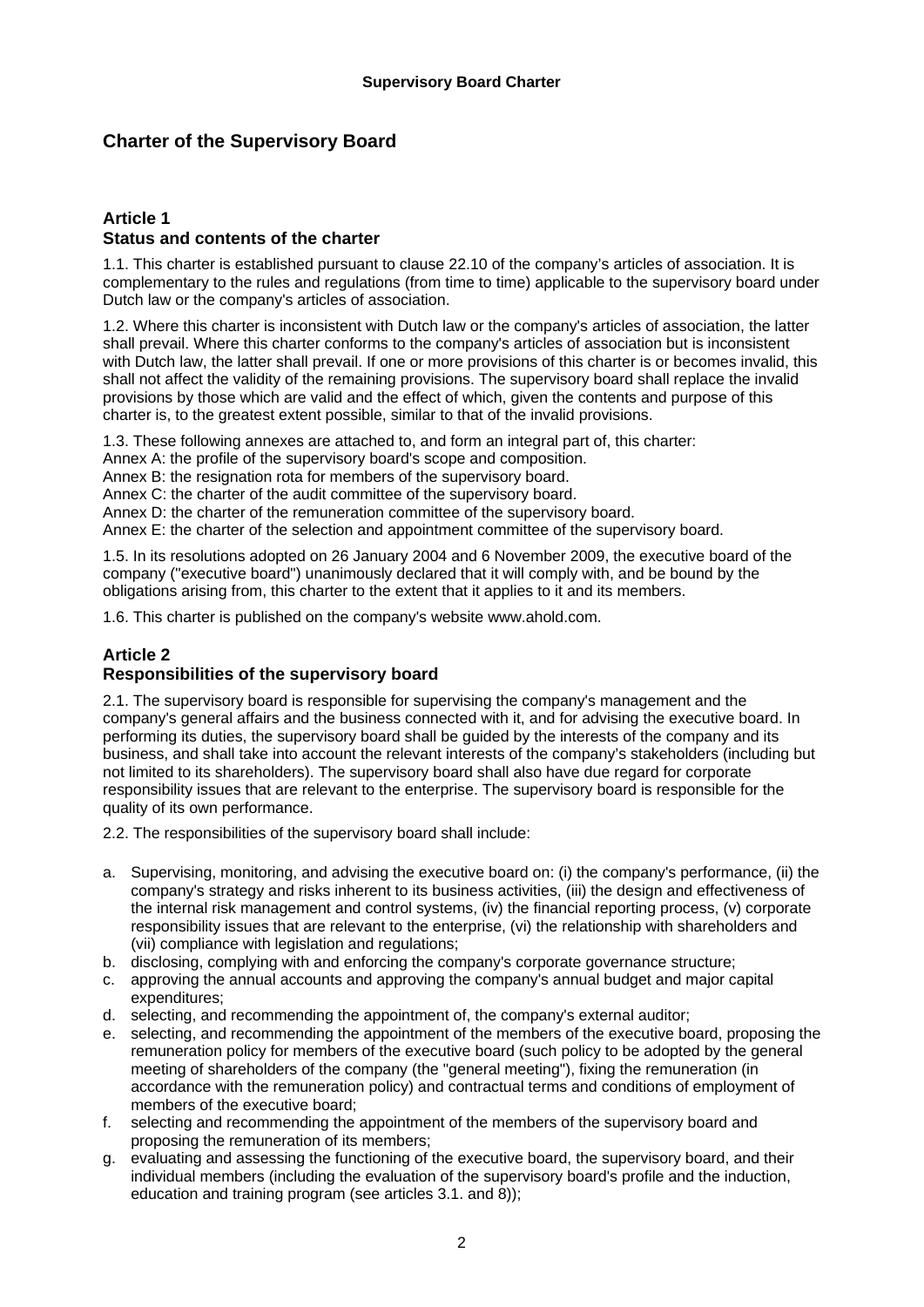# Charter of the Supervisory Board

## Article 1
## Status and contents of the charter

1.1. This charter is established pursuant to clause 22.10 of the company's articles of association. It is complementary to the rules and regulations (from time to time) applicable to the supervisory board under Dutch law or the company's articles of association.

1.2. Where this charter is inconsistent with Dutch law or the company's articles of association, the latter shall prevail. Where this charter conforms to the company's articles of association but is inconsistent with Dutch law, the latter shall prevail. If one or more provisions of this charter is or becomes invalid, this shall not affect the validity of the remaining provisions. The supervisory board shall replace the invalid provisions by those which are valid and the effect of which, given the contents and purpose of this charter is, to the greatest extent possible, similar to that of the invalid provisions.

1.3. These following annexes are attached to, and form an integral part of, this charter:
Annex A: the profile of the supervisory board's scope and composition.
Annex B: the resignation rota for members of the supervisory board.
Annex C: the charter of the audit committee of the supervisory board.
Annex D: the charter of the remuneration committee of the supervisory board.
Annex E: the charter of the selection and appointment committee of the supervisory board.

1.5. In its resolutions adopted on 26 January 2004 and 6 November 2009, the executive board of the company ("executive board") unanimously declared that it will comply with, and be bound by the obligations arising from, this charter to the extent that it applies to it and its members.

1.6. This charter is published on the company's website www.ahold.com.

## Article 2
## Responsibilities of the supervisory board

2.1. The supervisory board is responsible for supervising the company's management and the company's general affairs and the business connected with it, and for advising the executive board. In performing its duties, the supervisory board shall be guided by the interests of the company and its business, and shall take into account the relevant interests of the company's stakeholders (including but not limited to its shareholders). The supervisory board shall also have due regard for corporate responsibility issues that are relevant to the enterprise. The supervisory board is responsible for the quality of its own performance.

2.2. The responsibilities of the supervisory board shall include:

a. Supervising, monitoring, and advising the executive board on: (i) the company's performance, (ii) the company's strategy and risks inherent to its business activities, (iii) the design and effectiveness of the internal risk management and control systems, (iv) the financial reporting process, (v) corporate responsibility issues that are relevant to the enterprise, (vi) the relationship with shareholders and (vii) compliance with legislation and regulations;
b. disclosing, complying with and enforcing the company's corporate governance structure;
c. approving the annual accounts and approving the company's annual budget and major capital expenditures;
d. selecting, and recommending the appointment of, the company's external auditor;
e. selecting, and recommending the appointment of the members of the executive board, proposing the remuneration policy for members of the executive board (such policy to be adopted by the general meeting of shareholders of the company (the "general meeting"), fixing the remuneration (in accordance with the remuneration policy) and contractual terms and conditions of employment of members of the executive board;
f. selecting and recommending the appointment of the members of the supervisory board and proposing the remuneration of its members;
g. evaluating and assessing the functioning of the executive board, the supervisory board, and their individual members (including the evaluation of the supervisory board's profile and the induction, education and training program (see articles 3.1. and 8));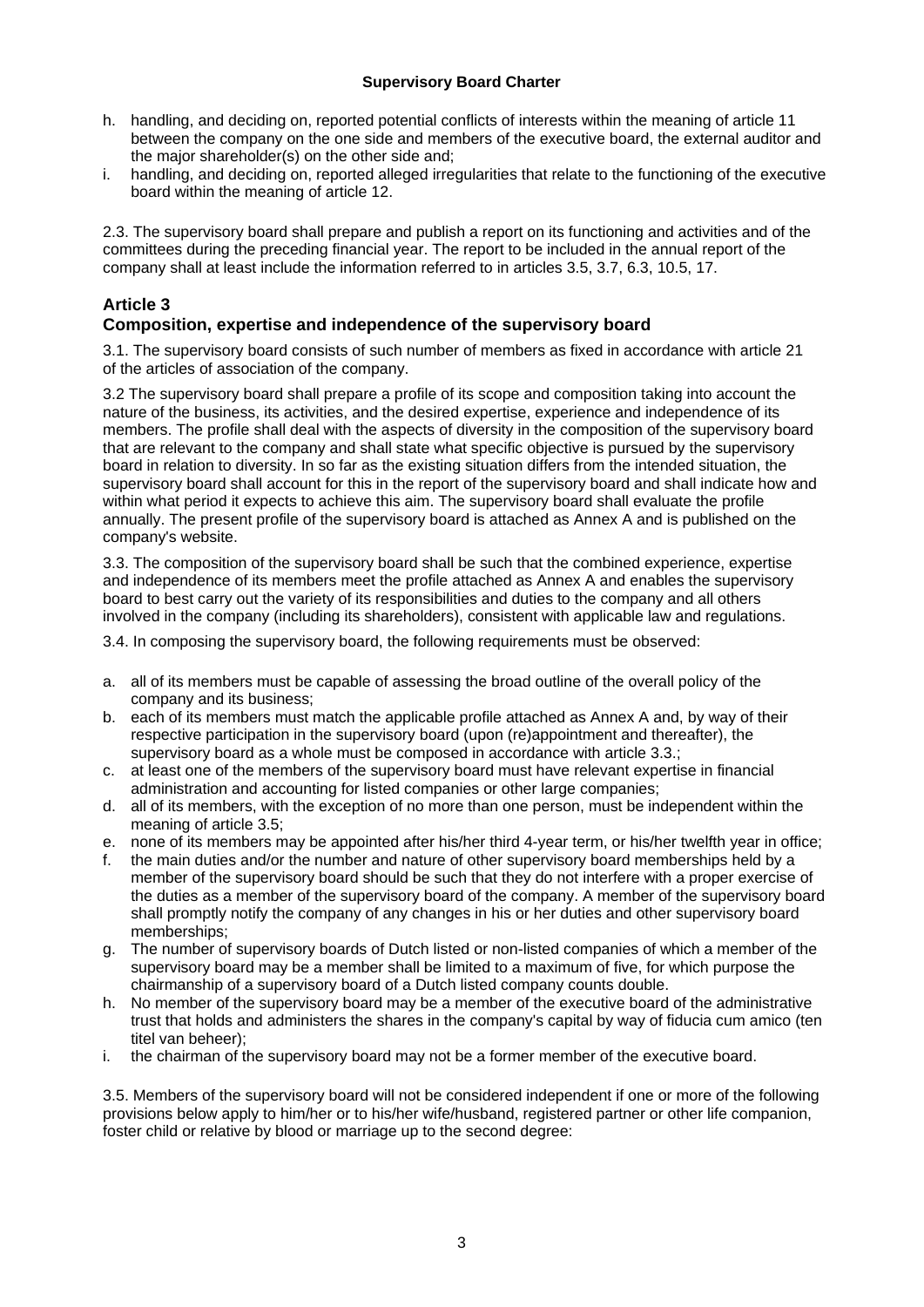h. handling, and deciding on, reported potential conflicts of interests within the meaning of article 11 between the company on the one side and members of the executive board, the external auditor and the major shareholder(s) on the other side and;
i. handling, and deciding on, reported alleged irregularities that relate to the functioning of the executive board within the meaning of article 12.

2.3. The supervisory board shall prepare and publish a report on its functioning and activities and of the committees during the preceding financial year. The report to be included in the annual report of the company shall at least include the information referred to in articles 3.5, 3.7, 6.3, 10.5, 17.

## Article 3
## Composition, expertise and independence of the supervisory board

3.1. The supervisory board consists of such number of members as fixed in accordance with article 21 of the articles of association of the company.

3.2 The supervisory board shall prepare a profile of its scope and composition taking into account the nature of the business, its activities, and the desired expertise, experience and independence of its members. The profile shall deal with the aspects of diversity in the composition of the supervisory board that are relevant to the company and shall state what specific objective is pursued by the supervisory board in relation to diversity. In so far as the existing situation differs from the intended situation, the supervisory board shall account for this in the report of the supervisory board and shall indicate how and within what period it expects to achieve this aim. The supervisory board shall evaluate the profile annually. The present profile of the supervisory board is attached as Annex A and is published on the company's website.

3.3. The composition of the supervisory board shall be such that the combined experience, expertise and independence of its members meet the profile attached as Annex A and enables the supervisory board to best carry out the variety of its responsibilities and duties to the company and all others involved in the company (including its shareholders), consistent with applicable law and regulations.

3.4. In composing the supervisory board, the following requirements must be observed:

a. all of its members must be capable of assessing the broad outline of the overall policy of the company and its business;
b. each of its members must match the applicable profile attached as Annex A and, by way of their respective participation in the supervisory board (upon (re)appointment and thereafter), the supervisory board as a whole must be composed in accordance with article 3.3.;
c. at least one of the members of the supervisory board must have relevant expertise in financial administration and accounting for listed companies or other large companies;
d. all of its members, with the exception of no more than one person, must be independent within the meaning of article 3.5;
e. none of its members may be appointed after his/her third 4-year term, or his/her twelfth year in office;
f. the main duties and/or the number and nature of other supervisory board memberships held by a member of the supervisory board should be such that they do not interfere with a proper exercise of the duties as a member of the supervisory board of the company. A member of the supervisory board shall promptly notify the company of any changes in his or her duties and other supervisory board memberships;
g. The number of supervisory boards of Dutch listed or non-listed companies of which a member of the supervisory board may be a member shall be limited to a maximum of five, for which purpose the chairmanship of a supervisory board of a Dutch listed company counts double.
h. No member of the supervisory board may be a member of the executive board of the administrative trust that holds and administers the shares in the company's capital by way of fiducia cum amico (ten titel van beheer);
i. the chairman of the supervisory board may not be a former member of the executive board.

3.5. Members of the supervisory board will not be considered independent if one or more of the following provisions below apply to him/her or to his/her wife/husband, registered partner or other life companion, foster child or relative by blood or marriage up to the second degree: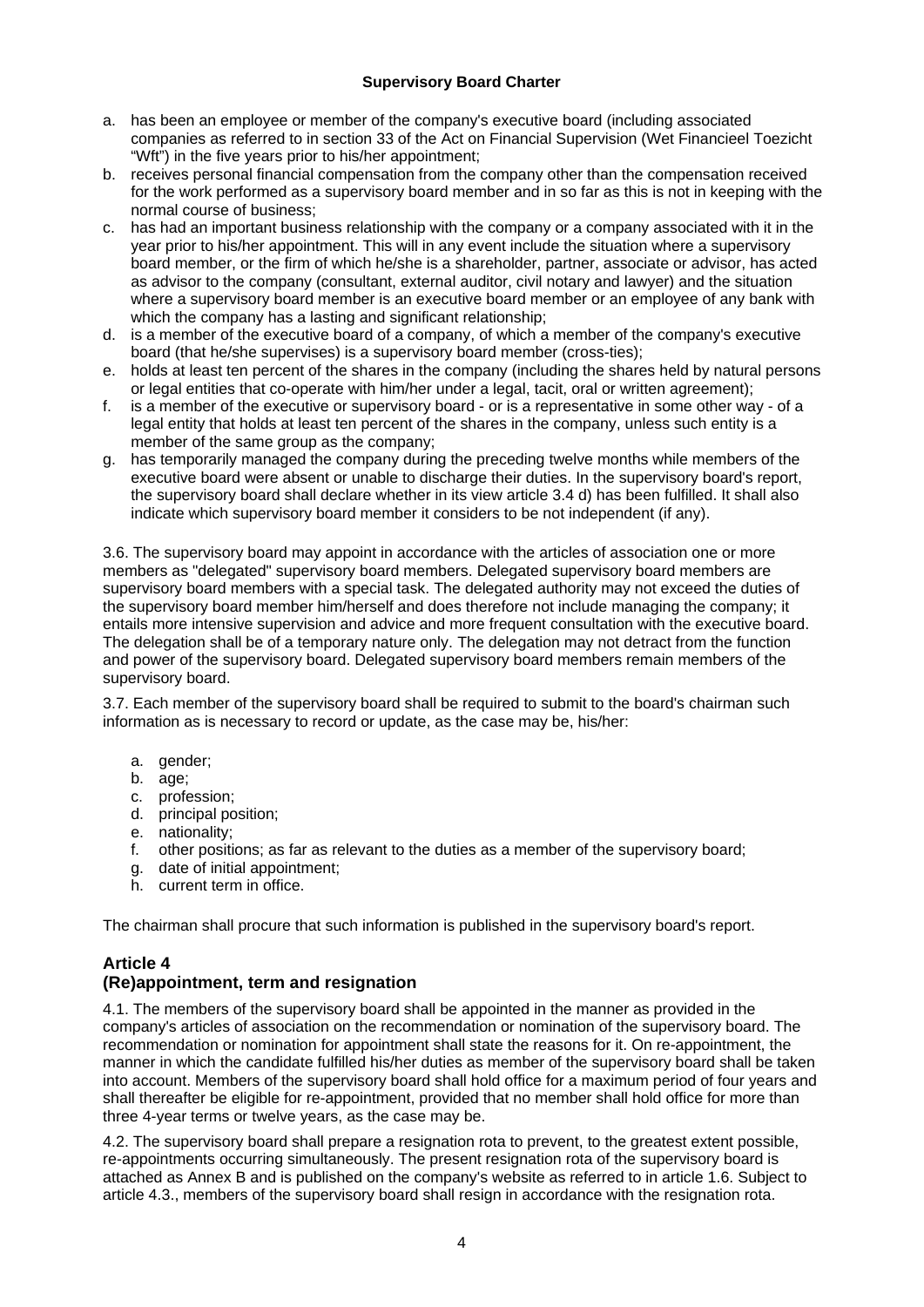a. has been an employee or member of the company's executive board (including associated companies as referred to in section 33 of the Act on Financial Supervision (Wet Financieel Toezicht "Wft") in the five years prior to his/her appointment;
b. receives personal financial compensation from the company other than the compensation received for the work performed as a supervisory board member and in so far as this is not in keeping with the normal course of business;
c. has had an important business relationship with the company or a company associated with it in the year prior to his/her appointment. This will in any event include the situation where a supervisory board member, or the firm of which he/she is a shareholder, partner, associate or advisor, has acted as advisor to the company (consultant, external auditor, civil notary and lawyer) and the situation where a supervisory board member is an executive board member or an employee of any bank with which the company has a lasting and significant relationship;
d. is a member of the executive board of a company, of which a member of the company's executive board (that he/she supervises) is a supervisory board member (cross-ties);
e. holds at least ten percent of the shares in the company (including the shares held by natural persons or legal entities that co-operate with him/her under a legal, tacit, oral or written agreement);
f. is a member of the executive or supervisory board - or is a representative in some other way - of a legal entity that holds at least ten percent of the shares in the company, unless such entity is a member of the same group as the company;
g. has temporarily managed the company during the preceding twelve months while members of the executive board were absent or unable to discharge their duties. In the supervisory board's report, the supervisory board shall declare whether in its view article 3.4 d) has been fulfilled. It shall also indicate which supervisory board member it considers to be not independent (if any).

3.6. The supervisory board may appoint in accordance with the articles of association one or more members as "delegated" supervisory board members. Delegated supervisory board members are supervisory board members with a special task. The delegated authority may not exceed the duties of the supervisory board member him/herself and does therefore not include managing the company; it entails more intensive supervision and advice and more frequent consultation with the executive board. The delegation shall be of a temporary nature only. The delegation may not detract from the function and power of the supervisory board. Delegated supervisory board members remain members of the supervisory board.

3.7. Each member of the supervisory board shall be required to submit to the board's chairman such information as is necessary to record or update, as the case may be, his/her:

a. gender;
b. age;
c. profession;
d. principal position;
e. nationality;
f. other positions; as far as relevant to the duties as a member of the supervisory board;
g. date of initial appointment;
h. current term in office.

The chairman shall procure that such information is published in the supervisory board's report.

## Article 4
## (Re)appointment, term and resignation

4.1. The members of the supervisory board shall be appointed in the manner as provided in the company's articles of association on the recommendation or nomination of the supervisory board. The recommendation or nomination for appointment shall state the reasons for it. On re-appointment, the manner in which the candidate fulfilled his/her duties as member of the supervisory board shall be taken into account. Members of the supervisory board shall hold office for a maximum period of four years and shall thereafter be eligible for re-appointment, provided that no member shall hold office for more than three 4-year terms or twelve years, as the case may be.

4.2. The supervisory board shall prepare a resignation rota to prevent, to the greatest extent possible, re-appointments occurring simultaneously. The present resignation rota of the supervisory board is attached as Annex B and is published on the company's website as referred to in article 1.6. Subject to article 4.3., members of the supervisory board shall resign in accordance with the resignation rota.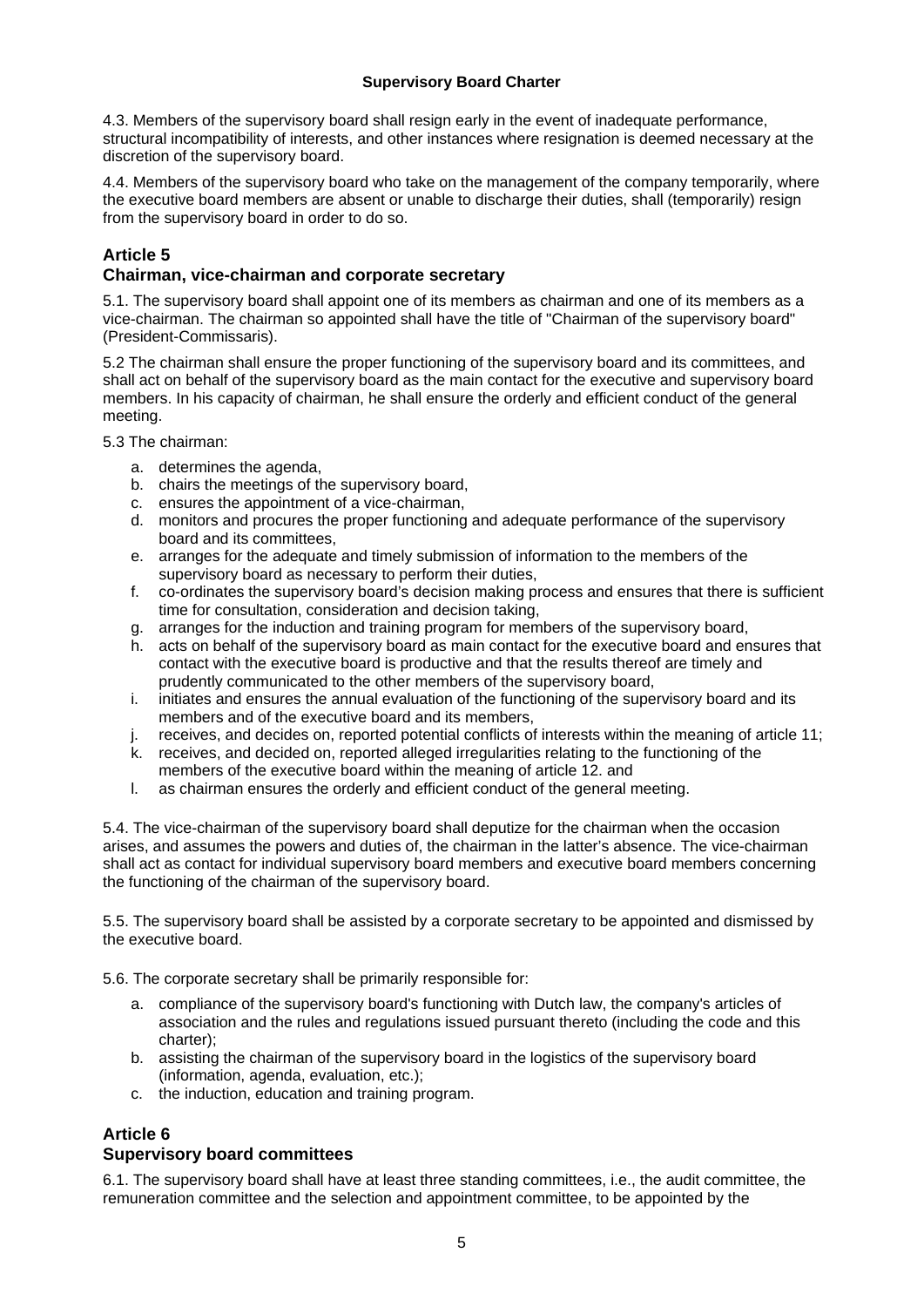4.3. Members of the supervisory board shall resign early in the event of inadequate performance, structural incompatibility of interests, and other instances where resignation is deemed necessary at the discretion of the supervisory board.

4.4. Members of the supervisory board who take on the management of the company temporarily, where the executive board members are absent or unable to discharge their duties, shall (temporarily) resign from the supervisory board in order to do so.

## Article 5

## Chairman, vice-chairman and corporate secretary

5.1. The supervisory board shall appoint one of its members as chairman and one of its members as a vice-chairman. The chairman so appointed shall have the title of "Chairman of the supervisory board" (President-Commissaris).

5.2 The chairman shall ensure the proper functioning of the supervisory board and its committees, and shall act on behalf of the supervisory board as the main contact for the executive and supervisory board members. In his capacity of chairman, he shall ensure the orderly and efficient conduct of the general meeting.

5.3 The chairman:

a. determines the agenda,
b. chairs the meetings of the supervisory board,
c. ensures the appointment of a vice-chairman,
d. monitors and procures the proper functioning and adequate performance of the supervisory board and its committees,
e. arranges for the adequate and timely submission of information to the members of the supervisory board as necessary to perform their duties,
f. co-ordinates the supervisory board's decision making process and ensures that there is sufficient time for consultation, consideration and decision taking,
g. arranges for the induction and training program for members of the supervisory board,
h. acts on behalf of the supervisory board as main contact for the executive board and ensures that contact with the executive board is productive and that the results thereof are timely and prudently communicated to the other members of the supervisory board,
i. initiates and ensures the annual evaluation of the functioning of the supervisory board and its members and of the executive board and its members,
j. receives, and decides on, reported potential conflicts of interests within the meaning of article 11;
k. receives, and decided on, reported alleged irregularities relating to the functioning of the members of the executive board within the meaning of article 12. and
l. as chairman ensures the orderly and efficient conduct of the general meeting.

5.4. The vice-chairman of the supervisory board shall deputize for the chairman when the occasion arises, and assumes the powers and duties of, the chairman in the latter's absence. The vice-chairman shall act as contact for individual supervisory board members and executive board members concerning the functioning of the chairman of the supervisory board.

5.5. The supervisory board shall be assisted by a corporate secretary to be appointed and dismissed by the executive board.

5.6. The corporate secretary shall be primarily responsible for:

a. compliance of the supervisory board's functioning with Dutch law, the company's articles of association and the rules and regulations issued pursuant thereto (including the code and this charter);
b. assisting the chairman of the supervisory board in the logistics of the supervisory board (information, agenda, evaluation, etc.);
c. the induction, education and training program.

## Article 6

## Supervisory board committees

6.1. The supervisory board shall have at least three standing committees, i.e., the audit committee, the remuneration committee and the selection and appointment committee, to be appointed by the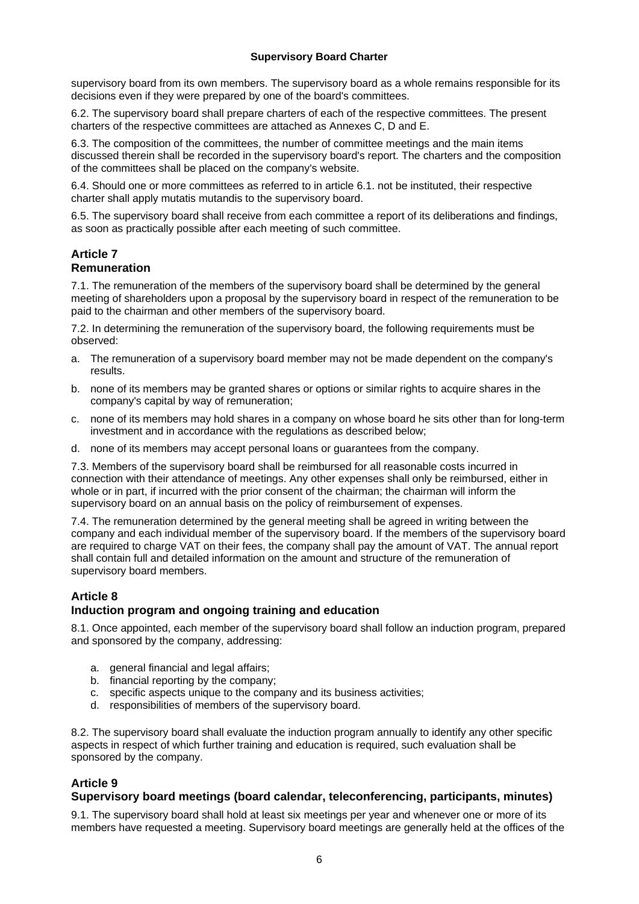supervisory board from its own members. The supervisory board as a whole remains responsible for its decisions even if they were prepared by one of the board's committees.

6.2. The supervisory board shall prepare charters of each of the respective committees. The present charters of the respective committees are attached as Annexes C, D and E.

6.3. The composition of the committees, the number of committee meetings and the main items discussed therein shall be recorded in the supervisory board's report. The charters and the composition of the committees shall be placed on the company's website.

6.4. Should one or more committees as referred to in article 6.1. not be instituted, their respective charter shall apply mutatis mutandis to the supervisory board.

6.5. The supervisory board shall receive from each committee a report of its deliberations and findings, as soon as practically possible after each meeting of such committee.

## Article 7
## Remuneration

7.1. The remuneration of the members of the supervisory board shall be determined by the general meeting of shareholders upon a proposal by the supervisory board in respect of the remuneration to be paid to the chairman and other members of the supervisory board.

7.2. In determining the remuneration of the supervisory board, the following requirements must be observed:

a. The remuneration of a supervisory board member may not be made dependent on the company's results.
b. none of its members may be granted shares or options or similar rights to acquire shares in the company's capital by way of remuneration;
c. none of its members may hold shares in a company on whose board he sits other than for long-term investment and in accordance with the regulations as described below;
d. none of its members may accept personal loans or guarantees from the company.

7.3. Members of the supervisory board shall be reimbursed for all reasonable costs incurred in connection with their attendance of meetings. Any other expenses shall only be reimbursed, either in whole or in part, if incurred with the prior consent of the chairman; the chairman will inform the supervisory board on an annual basis on the policy of reimbursement of expenses.

7.4. The remuneration determined by the general meeting shall be agreed in writing between the company and each individual member of the supervisory board. If the members of the supervisory board are required to charge VAT on their fees, the company shall pay the amount of VAT. The annual report shall contain full and detailed information on the amount and structure of the remuneration of supervisory board members.

## Article 8
## Induction program and ongoing training and education

8.1. Once appointed, each member of the supervisory board shall follow an induction program, prepared and sponsored by the company, addressing:

a. general financial and legal affairs;
b. financial reporting by the company;
c. specific aspects unique to the company and its business activities;
d. responsibilities of members of the supervisory board.

8.2. The supervisory board shall evaluate the induction program annually to identify any other specific aspects in respect of which further training and education is required, such evaluation shall be sponsored by the company.

## Article 9
## Supervisory board meetings (board calendar, teleconferencing, participants, minutes)

9.1. The supervisory board shall hold at least six meetings per year and whenever one or more of its members have requested a meeting. Supervisory board meetings are generally held at the offices of the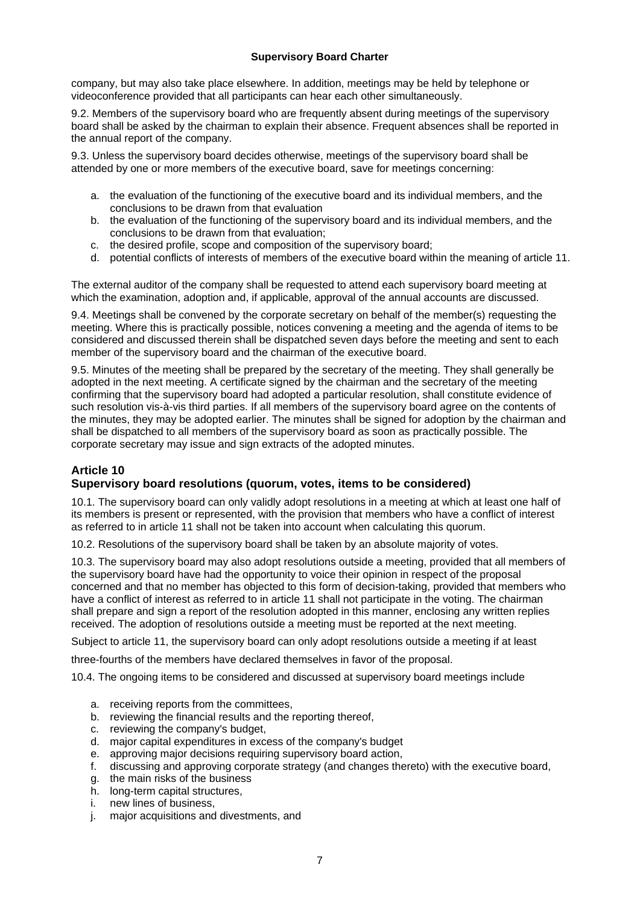company, but may also take place elsewhere. In addition, meetings may be held by telephone or videoconference provided that all participants can hear each other simultaneously.

9.2. Members of the supervisory board who are frequently absent during meetings of the supervisory board shall be asked by the chairman to explain their absence. Frequent absences shall be reported in the annual report of the company.

9.3. Unless the supervisory board decides otherwise, meetings of the supervisory board shall be attended by one or more members of the executive board, save for meetings concerning:

a. the evaluation of the functioning of the executive board and its individual members, and the conclusions to be drawn from that evaluation
b. the evaluation of the functioning of the supervisory board and its individual members, and the conclusions to be drawn from that evaluation;
c. the desired profile, scope and composition of the supervisory board;
d. potential conflicts of interests of members of the executive board within the meaning of article 11.

The external auditor of the company shall be requested to attend each supervisory board meeting at which the examination, adoption and, if applicable, approval of the annual accounts are discussed.

9.4. Meetings shall be convened by the corporate secretary on behalf of the member(s) requesting the meeting. Where this is practically possible, notices convening a meeting and the agenda of items to be considered and discussed therein shall be dispatched seven days before the meeting and sent to each member of the supervisory board and the chairman of the executive board.

9.5. Minutes of the meeting shall be prepared by the secretary of the meeting. They shall generally be adopted in the next meeting. A certificate signed by the chairman and the secretary of the meeting confirming that the supervisory board had adopted a particular resolution, shall constitute evidence of such resolution vis-à-vis third parties. If all members of the supervisory board agree on the contents of the minutes, they may be adopted earlier. The minutes shall be signed for adoption by the chairman and shall be dispatched to all members of the supervisory board as soon as practically possible. The corporate secretary may issue and sign extracts of the adopted minutes.

## Article 10
## Supervisory board resolutions (quorum, votes, items to be considered)

10.1. The supervisory board can only validly adopt resolutions in a meeting at which at least one half of its members is present or represented, with the provision that members who have a conflict of interest as referred to in article 11 shall not be taken into account when calculating this quorum.

10.2. Resolutions of the supervisory board shall be taken by an absolute majority of votes.

10.3. The supervisory board may also adopt resolutions outside a meeting, provided that all members of the supervisory board have had the opportunity to voice their opinion in respect of the proposal concerned and that no member has objected to this form of decision-taking, provided that members who have a conflict of interest as referred to in article 11 shall not participate in the voting. The chairman shall prepare and sign a report of the resolution adopted in this manner, enclosing any written replies received. The adoption of resolutions outside a meeting must be reported at the next meeting.

Subject to article 11, the supervisory board can only adopt resolutions outside a meeting if at least

three-fourths of the members have declared themselves in favor of the proposal.

10.4. The ongoing items to be considered and discussed at supervisory board meetings include

a. receiving reports from the committees,
b. reviewing the financial results and the reporting thereof,
c. reviewing the company's budget,
d. major capital expenditures in excess of the company's budget
e. approving major decisions requiring supervisory board action,
f. discussing and approving corporate strategy (and changes thereto) with the executive board,
g. the main risks of the business
h. long-term capital structures,
i. new lines of business,
j. major acquisitions and divestments, and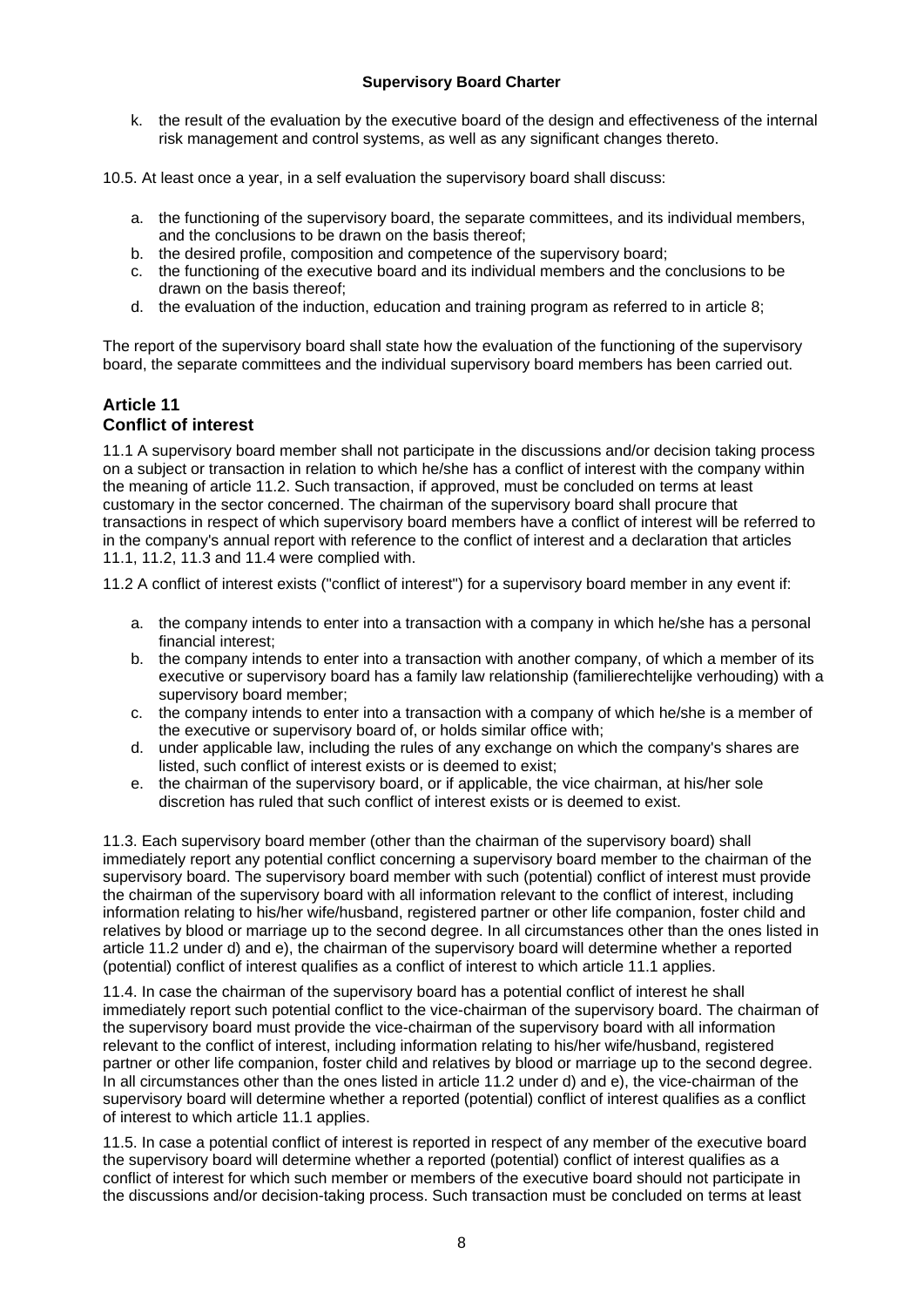k. the result of the evaluation by the executive board of the design and effectiveness of the internal risk management and control systems, as well as any significant changes thereto.

10.5. At least once a year, in a self evaluation the supervisory board shall discuss:

a. the functioning of the supervisory board, the separate committees, and its individual members, and the conclusions to be drawn on the basis thereof;
b. the desired profile, composition and competence of the supervisory board;
c. the functioning of the executive board and its individual members and the conclusions to be drawn on the basis thereof;
d. the evaluation of the induction, education and training program as referred to in article 8;

The report of the supervisory board shall state how the evaluation of the functioning of the supervisory board, the separate committees and the individual supervisory board members has been carried out.

## Article 11
## Conflict of interest

11.1 A supervisory board member shall not participate in the discussions and/or decision taking process on a subject or transaction in relation to which he/she has a conflict of interest with the company within the meaning of article 11.2. Such transaction, if approved, must be concluded on terms at least customary in the sector concerned. The chairman of the supervisory board shall procure that transactions in respect of which supervisory board members have a conflict of interest will be referred to in the company's annual report with reference to the conflict of interest and a declaration that articles 11.1, 11.2, 11.3 and 11.4 were complied with.

11.2 A conflict of interest exists ("conflict of interest") for a supervisory board member in any event if:

a. the company intends to enter into a transaction with a company in which he/she has a personal financial interest;
b. the company intends to enter into a transaction with another company, of which a member of its executive or supervisory board has a family law relationship (familierechtelijke verhouding) with a supervisory board member;
c. the company intends to enter into a transaction with a company of which he/she is a member of the executive or supervisory board of, or holds similar office with;
d. under applicable law, including the rules of any exchange on which the company's shares are listed, such conflict of interest exists or is deemed to exist;
e. the chairman of the supervisory board, or if applicable, the vice chairman, at his/her sole discretion has ruled that such conflict of interest exists or is deemed to exist.

11.3. Each supervisory board member (other than the chairman of the supervisory board) shall immediately report any potential conflict concerning a supervisory board member to the chairman of the supervisory board. The supervisory board member with such (potential) conflict of interest must provide the chairman of the supervisory board with all information relevant to the conflict of interest, including information relating to his/her wife/husband, registered partner or other life companion, foster child and relatives by blood or marriage up to the second degree. In all circumstances other than the ones listed in article 11.2 under d) and e), the chairman of the supervisory board will determine whether a reported (potential) conflict of interest qualifies as a conflict of interest to which article 11.1 applies.

11.4. In case the chairman of the supervisory board has a potential conflict of interest he shall immediately report such potential conflict to the vice-chairman of the supervisory board. The chairman of the supervisory board must provide the vice-chairman of the supervisory board with all information relevant to the conflict of interest, including information relating to his/her wife/husband, registered partner or other life companion, foster child and relatives by blood or marriage up to the second degree. In all circumstances other than the ones listed in article 11.2 under d) and e), the vice-chairman of the supervisory board will determine whether a reported (potential) conflict of interest qualifies as a conflict of interest to which article 11.1 applies.

11.5. In case a potential conflict of interest is reported in respect of any member of the executive board the supervisory board will determine whether a reported (potential) conflict of interest qualifies as a conflict of interest for which such member or members of the executive board should not participate in the discussions and/or decision-taking process. Such transaction must be concluded on terms at least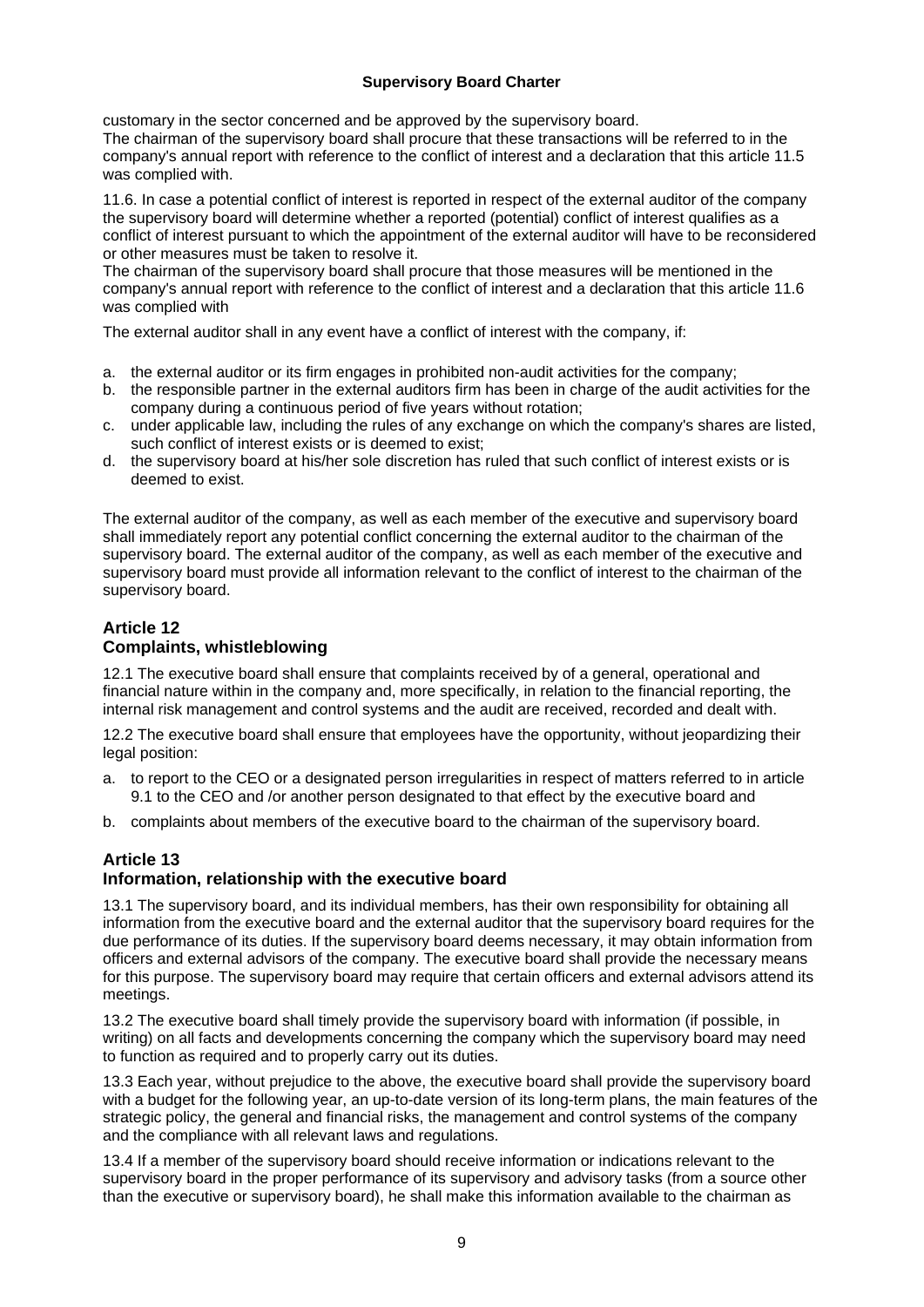customary in the sector concerned and be approved by the supervisory board.
The chairman of the supervisory board shall procure that these transactions will be referred to in the company's annual report with reference to the conflict of interest and a declaration that this article 11.5 was complied with.

11.6. In case a potential conflict of interest is reported in respect of the external auditor of the company the supervisory board will determine whether a reported (potential) conflict of interest qualifies as a conflict of interest pursuant to which the appointment of the external auditor will have to be reconsidered or other measures must be taken to resolve it.
The chairman of the supervisory board shall procure that those measures will be mentioned in the company's annual report with reference to the conflict of interest and a declaration that this article 11.6 was complied with

The external auditor shall in any event have a conflict of interest with the company, if:

a. the external auditor or its firm engages in prohibited non-audit activities for the company;
b. the responsible partner in the external auditors firm has been in charge of the audit activities for the company during a continuous period of five years without rotation;
c. under applicable law, including the rules of any exchange on which the company's shares are listed, such conflict of interest exists or is deemed to exist;
d. the supervisory board at his/her sole discretion has ruled that such conflict of interest exists or is deemed to exist.

The external auditor of the company, as well as each member of the executive and supervisory board shall immediately report any potential conflict concerning the external auditor to the chairman of the supervisory board. The external auditor of the company, as well as each member of the executive and supervisory board must provide all information relevant to the conflict of interest to the chairman of the supervisory board.

## Article 12
## Complaints, whistleblowing

12.1 The executive board shall ensure that complaints received by of a general, operational and financial nature within in the company and, more specifically, in relation to the financial reporting, the internal risk management and control systems and the audit are received, recorded and dealt with.

12.2 The executive board shall ensure that employees have the opportunity, without jeopardizing their legal position:

a. to report to the CEO or a designated person irregularities in respect of matters referred to in article 9.1 to the CEO and /or another person designated to that effect by the executive board and
b. complaints about members of the executive board to the chairman of the supervisory board.

## Article 13
## Information, relationship with the executive board

13.1 The supervisory board, and its individual members, has their own responsibility for obtaining all information from the executive board and the external auditor that the supervisory board requires for the due performance of its duties. If the supervisory board deems necessary, it may obtain information from officers and external advisors of the company. The executive board shall provide the necessary means for this purpose. The supervisory board may require that certain officers and external advisors attend its meetings.

13.2 The executive board shall timely provide the supervisory board with information (if possible, in writing) on all facts and developments concerning the company which the supervisory board may need to function as required and to properly carry out its duties.

13.3 Each year, without prejudice to the above, the executive board shall provide the supervisory board with a budget for the following year, an up-to-date version of its long-term plans, the main features of the strategic policy, the general and financial risks, the management and control systems of the company and the compliance with all relevant laws and regulations.

13.4 If a member of the supervisory board should receive information or indications relevant to the supervisory board in the proper performance of its supervisory and advisory tasks (from a source other than the executive or supervisory board), he shall make this information available to the chairman as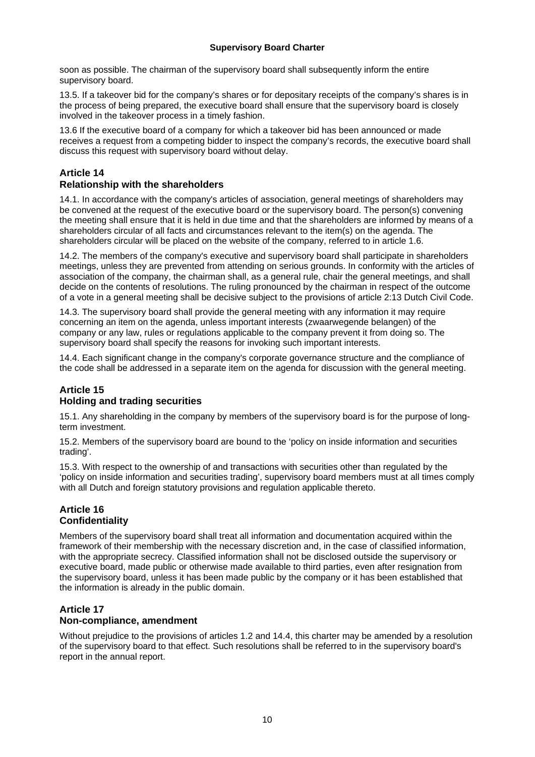soon as possible. The chairman of the supervisory board shall subsequently inform the entire supervisory board.

13.5. If a takeover bid for the company's shares or for depositary receipts of the company's shares is in the process of being prepared, the executive board shall ensure that the supervisory board is closely involved in the takeover process in a timely fashion.

13.6 If the executive board of a company for which a takeover bid has been announced or made receives a request from a competing bidder to inspect the company's records, the executive board shall discuss this request with supervisory board without delay.

## Article 14
## Relationship with the shareholders

14.1. In accordance with the company's articles of association, general meetings of shareholders may be convened at the request of the executive board or the supervisory board. The person(s) convening the meeting shall ensure that it is held in due time and that the shareholders are informed by means of a shareholders circular of all facts and circumstances relevant to the item(s) on the agenda. The shareholders circular will be placed on the website of the company, referred to in article 1.6.

14.2. The members of the company's executive and supervisory board shall participate in shareholders meetings, unless they are prevented from attending on serious grounds. In conformity with the articles of association of the company, the chairman shall, as a general rule, chair the general meetings, and shall decide on the contents of resolutions. The ruling pronounced by the chairman in respect of the outcome of a vote in a general meeting shall be decisive subject to the provisions of article 2:13 Dutch Civil Code.

14.3. The supervisory board shall provide the general meeting with any information it may require concerning an item on the agenda, unless important interests (zwaarwegende belangen) of the company or any law, rules or regulations applicable to the company prevent it from doing so. The supervisory board shall specify the reasons for invoking such important interests.

14.4. Each significant change in the company's corporate governance structure and the compliance of the code shall be addressed in a separate item on the agenda for discussion with the general meeting.

## Article 15
## Holding and trading securities

15.1. Any shareholding in the company by members of the supervisory board is for the purpose of long-term investment.

15.2. Members of the supervisory board are bound to the 'policy on inside information and securities trading'.

15.3. With respect to the ownership of and transactions with securities other than regulated by the 'policy on inside information and securities trading', supervisory board members must at all times comply with all Dutch and foreign statutory provisions and regulation applicable thereto.

## Article 16
## Confidentiality

Members of the supervisory board shall treat all information and documentation acquired within the framework of their membership with the necessary discretion and, in the case of classified information, with the appropriate secrecy. Classified information shall not be disclosed outside the supervisory or executive board, made public or otherwise made available to third parties, even after resignation from the supervisory board, unless it has been made public by the company or it has been established that the information is already in the public domain.

## Article 17
## Non-compliance, amendment

Without prejudice to the provisions of articles 1.2 and 14.4, this charter may be amended by a resolution of the supervisory board to that effect. Such resolutions shall be referred to in the supervisory board's report in the annual report.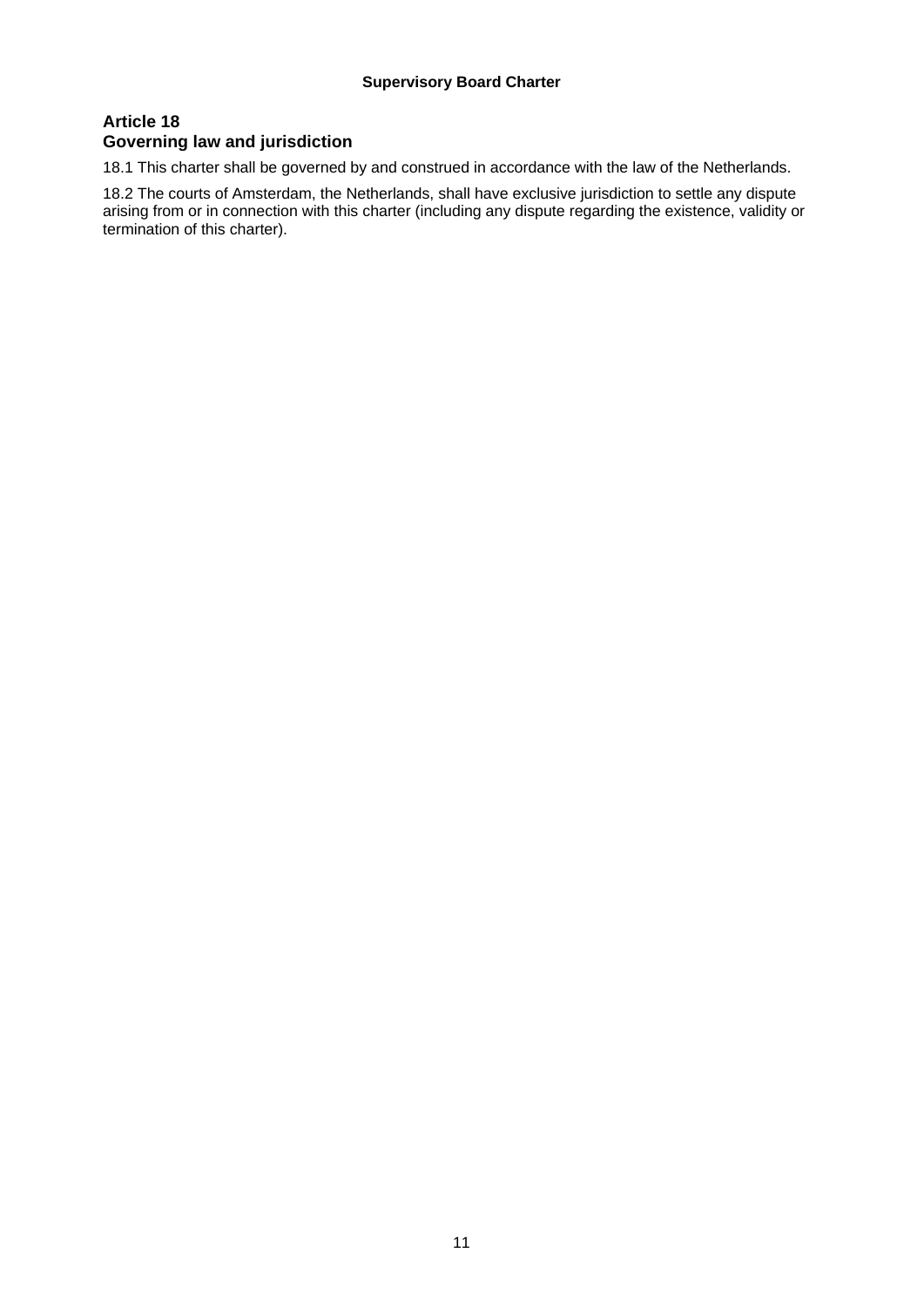## Article 18
## Governing law and jurisdiction

18.1 This charter shall be governed by and construed in accordance with the law of the Netherlands.

18.2 The courts of Amsterdam, the Netherlands, shall have exclusive jurisdiction to settle any dispute arising from or in connection with this charter (including any dispute regarding the existence, validity or termination of this charter).